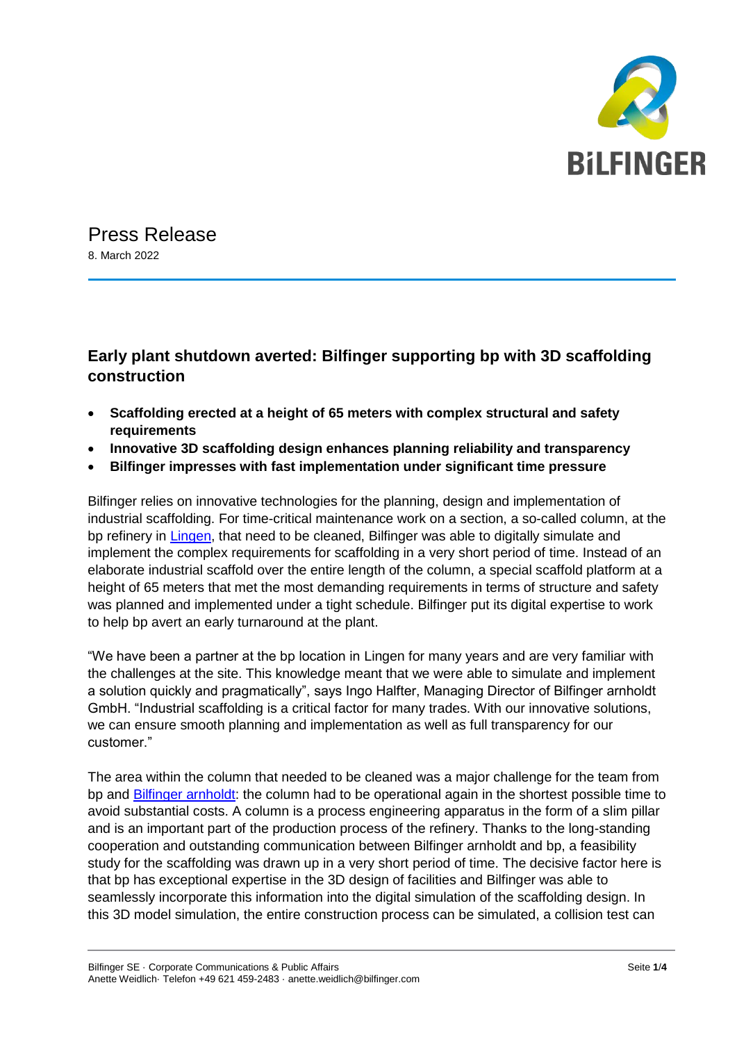# Press Release

8. March 2022

## Early plant shutdown averted: Bilfinger supporting bp with 3D scaffolding construction

- **Scaffolding erected at a height of 65 meters with complex structural and safety requirements**
- **Innovative 3D scaffolding design enhances planning reliability and transparency**
- **Bilfinger impresses with fast implementation under significant time pressure**

Bilfinger relies on innovative technologies for the planning, design and implementation of industrial scaffolding. For time-critical maintenance work on a section, a so-called column, at the bp refinery in Lingen, that need to be cleaned, Bilfinger was able to digitally simulate and implement the complex requirements for scaffolding in a very short period of time. Instead of an elaborate industrial scaffold over the entire length of the column, a special scaffold platform at a height of 65 meters that met the most demanding requirements in terms of structure and safety was planned and implemented under a tight schedule. Bilfinger put its digital expertise to work to help bp avert an early turnaround at the plant.

"We have been a partner at the bp location in Lingen for many years and are very familiar with the challenges at the site. This knowledge meant that we were able to simulate and implement a solution quickly and pragmatically", says Ingo Halfter, Managing Director of Bilfinger arnholdt GmbH. "Industrial scaffolding is a critical factor for many trades. With our innovative solutions, we can ensure smooth planning and implementation as well as full transparency for our customer."

The area within the column that needed to be cleaned was a major challenge for the team from bp and Bilfinger arnholdt: the column had to be operational again in the shortest possible time to avoid substantial costs. A column is a process engineering apparatus in the form of a slim pillar and is an important part of the production process of the refinery. Thanks to the long-standing cooperation and outstanding communication between Bilfinger arnholdt and bp, a feasibility study for the scaffolding was drawn up in a very short period of time. The decisive factor here is that bp has exceptional expertise in the 3D design of facilities and Bilfinger was able to seamlessly incorporate this information into the digital simulation of the scaffolding design. In this 3D model simulation, the entire construction process can be simulated, a collision test can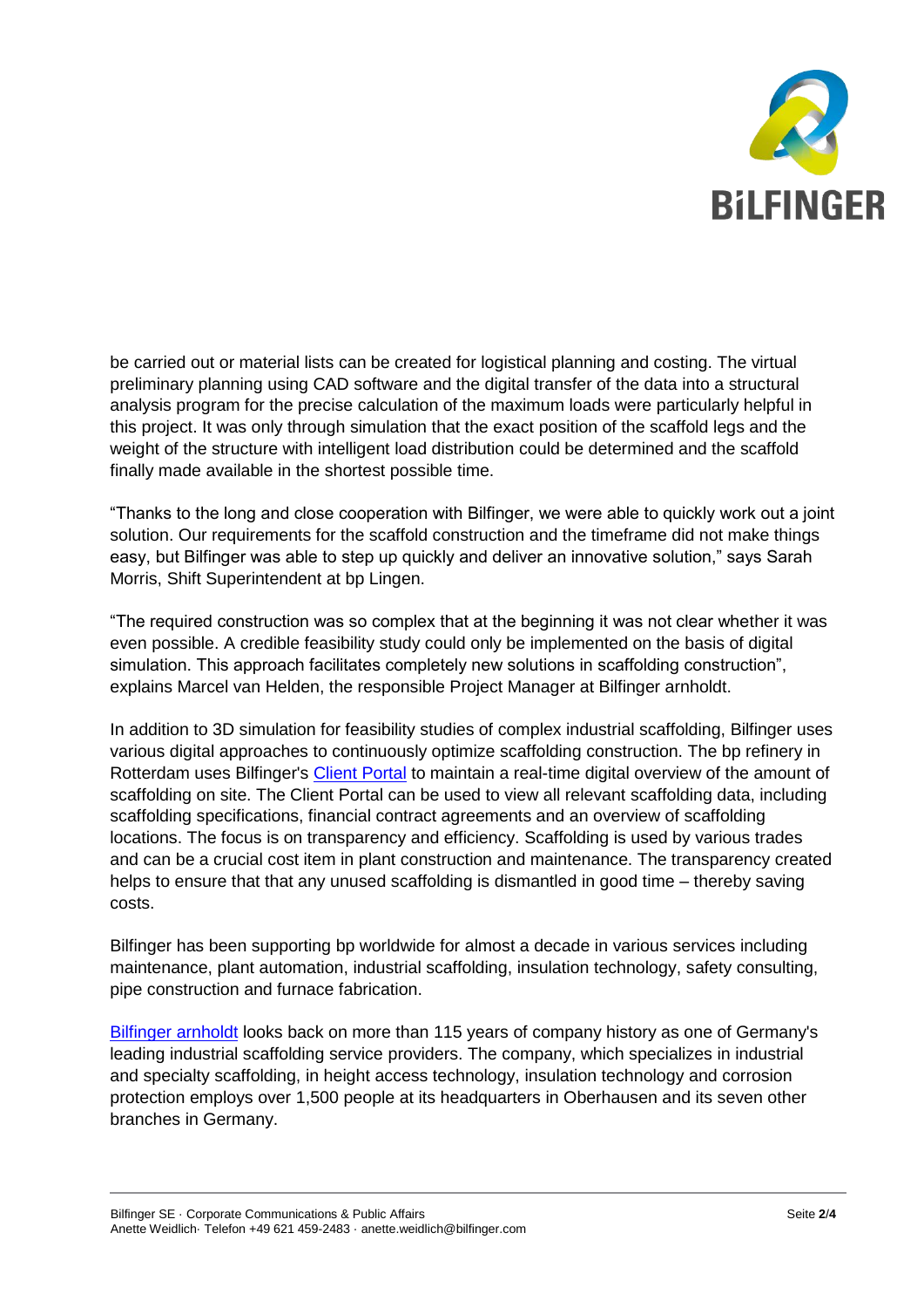be carried out or material lists can be created for logistical planning and costing. The virtual preliminary planning using CAD software and the digital transfer of the data into a structural analysis program for the precise calculation of the maximum loads were particularly helpful in this project. It was only through simulation that the exact position of the scaffold legs and the weight of the structure with intelligent load distribution could be determined and the scaffold finally made available in the shortest possible time.

"Thanks to the long and close cooperation with Bilfinger, we were able to quickly work out a joint solution. Our requirements for the scaffold construction and the timeframe did not make things easy, but Bilfinger was able to step up quickly and deliver an innovative solution," says Sarah Morris, Shift Superintendent at bp Lingen.

"The required construction was so complex that at the beginning it was not clear whether it was even possible. A credible feasibility study could only be implemented on the basis of digital simulation. This approach facilitates completely new solutions in scaffolding construction", explains Marcel van Helden, the responsible Project Manager at Bilfinger arnholdt.

In addition to 3D simulation for feasibility studies of complex industrial scaffolding, Bilfinger uses various digital approaches to continuously optimize scaffolding construction. The bp refinery in Rotterdam uses Bilfinger's Client Portal to maintain a real-time digital overview of the amount of scaffolding on site. The Client Portal can be used to view all relevant scaffolding data, including scaffolding specifications, financial contract agreements and an overview of scaffolding locations. The focus is on transparency and efficiency. Scaffolding is used by various trades and can be a crucial cost item in plant construction and maintenance. The transparency created helps to ensure that that any unused scaffolding is dismantled in good time – thereby saving costs.

Bilfinger has been supporting bp worldwide for almost a decade in various services including maintenance, plant automation, industrial scaffolding, insulation technology, safety consulting, pipe construction and furnace fabrication.

Bilfinger arnholdt looks back on more than 115 years of company history as one of Germany's leading industrial scaffolding service providers. The company, which specializes in industrial and specialty scaffolding, in height access technology, insulation technology and corrosion protection employs over 1,500 people at its headquarters in Oberhausen and its seven other branches in Germany.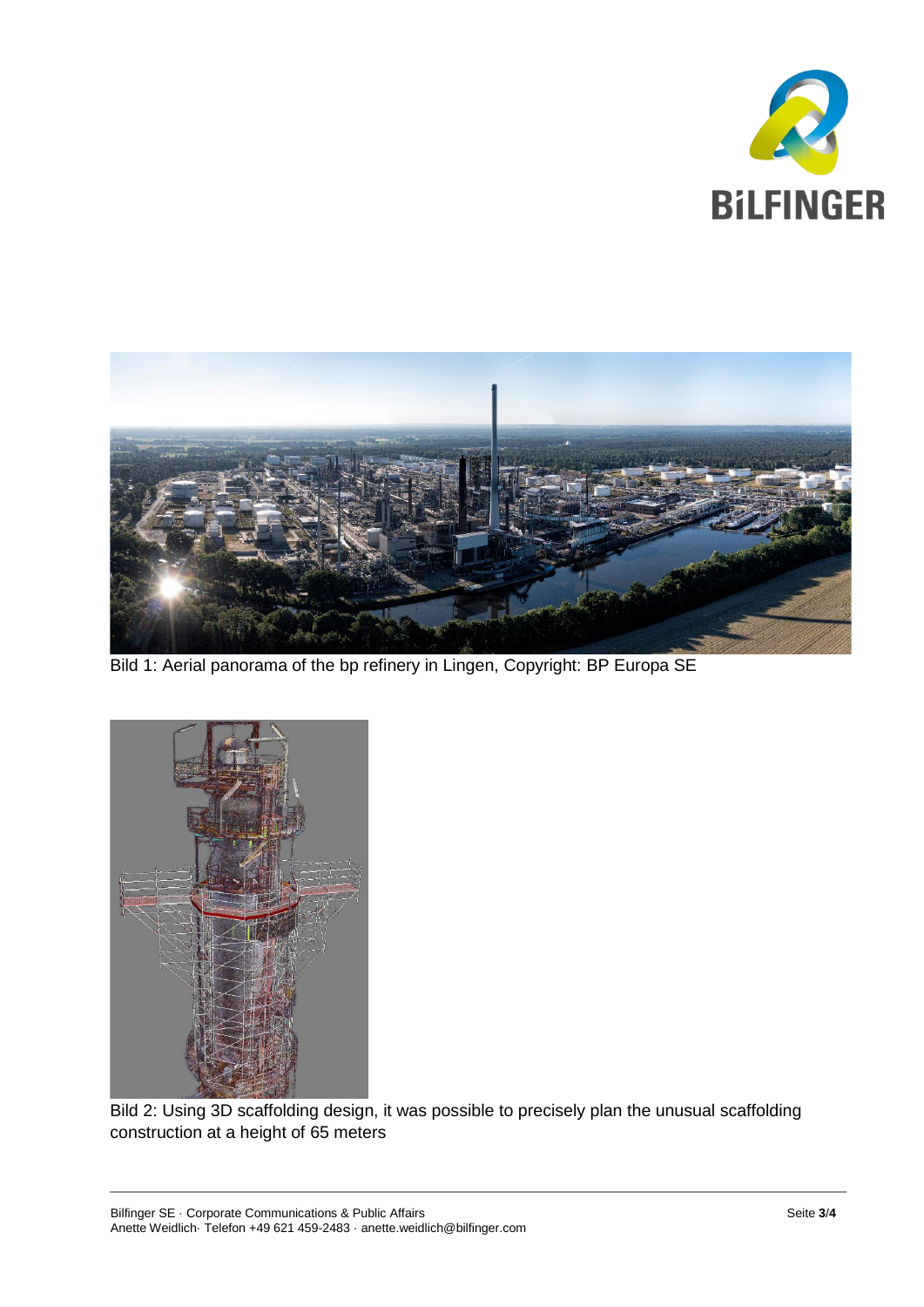Bild 1: Aerial panorama of the bp refinery in Lingen, Copyright: BP Europa SE

Bild 2: Using 3D scaffolding design, it was possible to precisely plan the unusual scaffolding construction at a height of 65 meters

Bilfinger SE · Corporate Communications & Public Affairs
Anette Weidlich· Telefon +49 621 459-2483 · anette.weidlich@bilfinger.com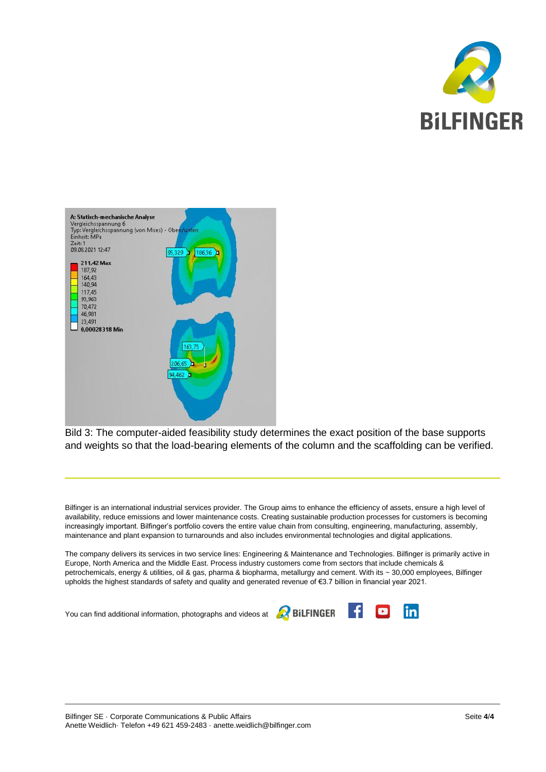A: Statisch-mechanische Analyse
Vergleichsspannung 6
Typ: Vergleichsspannung (von Mises) - Oben/unten
Einheit: MPa
Zeit: 1
09.08.2021 12:47

211,42 Max
187,92
164,43
140,94
117,45
93,963
70,472
46,981
23,491
0,00028318 Min

95,329
186,36
163,75
206,65
94,462

Bild 3: The computer-aided feasibility study determines the exact position of the base supports and weights so that the load-bearing elements of the column and the scaffolding can be verified.

---

Bilfinger is an international industrial services provider. The Group aims to enhance the efficiency of assets, ensure a high level of availability, reduce emissions and lower maintenance costs. Creating sustainable production processes for customers is becoming increasingly important. Bilfinger's portfolio covers the entire value chain from consulting, engineering, manufacturing, assembly, maintenance and plant expansion to turnarounds and also includes environmental technologies and digital applications.

The company delivers its services in two service lines: Engineering & Maintenance and Technologies. Bilfinger is primarily active in Europe, North America and the Middle East. Process industry customers come from sectors that include chemicals & petrochemicals, energy & utilities, oil & gas, pharma & biopharma, metallurgy and cement. With its ~ 30,000 employees, Bilfinger upholds the highest standards of safety and quality and generated revenue of €3.7 billion in financial year 2021.

You can find additional information, photographs and videos at BILFINGER

Bilfinger SE · Corporate Communications & Public Affairs
Anette Weidlich· Telefon +49 621 459-2483 · anette.weidlich@bilfinger.com